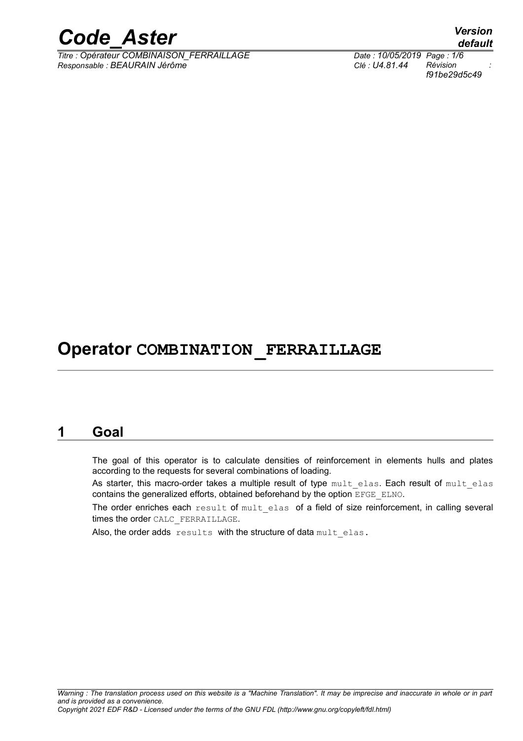# Operator COMBINATION_FERRAILLAGE

## 1 Goal

The goal of this operator is to calculate densities of reinforcement in elements hulls and plates according to the requests for several combinations of loading.

As starter, this macro-order takes a multiple result of type mult_elas. Each result of mult_elas contains the generalized efforts, obtained beforehand by the option EFGE_ELNO.

The order enriches each result of mult_elas of a field of size reinforcement, in calling several times the order CALC_FERRAILLAGE.

Also, the order adds results with the structure of data mult_elas.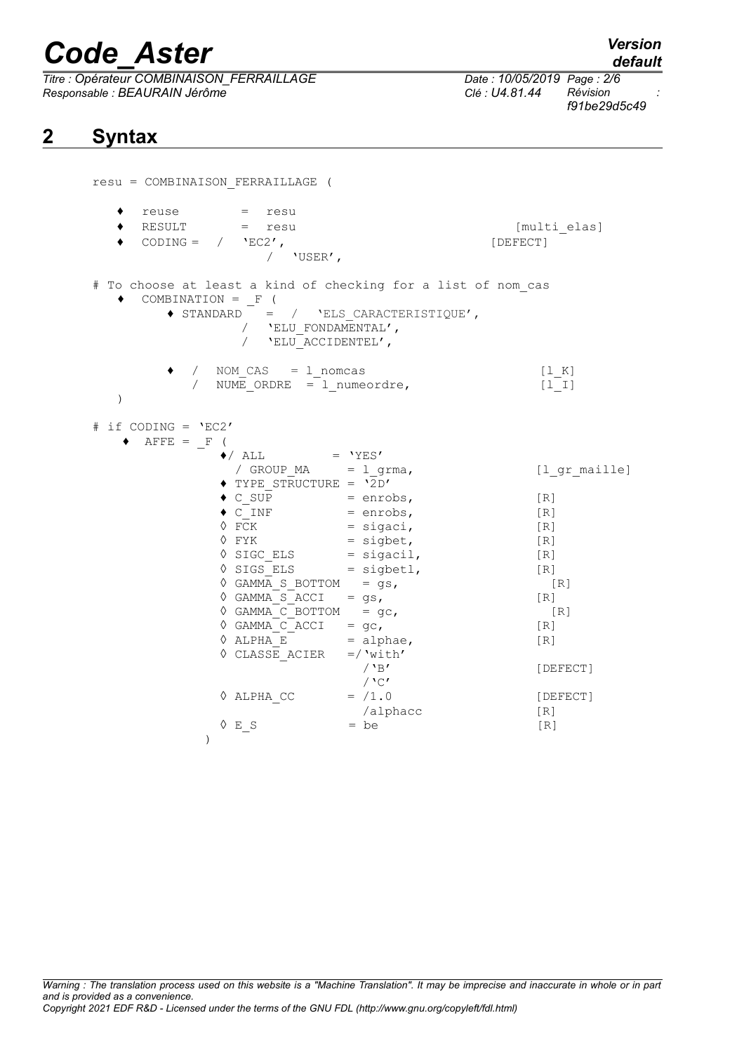## 2 Syntax

```
resu = COMBINAISON_FERRAILLAGE (

   ♦  reuse        =  resu
   ♦  RESULT       =  resu                              [multi_elas]
   ♦  CODING =  /   'EC2',                          [DEFECT]
                    /   'USER',

# To choose at least a kind of checking for a list of nom_cas
   ♦  COMBINATION = _F (
         ♦ STANDARD   =  /   'ELS_CARACTERISTIQUE',
                   /   'ELU_FONDAMENTAL',
                   /   'ELU_ACCIDENTEL',

         ♦  /   NOM_CAS    = l_nomcas                        [l_K]
            /   NUME_ORDRE  = l_numeordre,                   [l_I]
   )

# if CODING = 'EC2'
    ♦  AFFE = _F (
               ♦/ ALL          = 'YES'
                / GROUP_MA     = l_grma,                     [l_gr_maille]
               ♦ TYPE_STRUCTURE = '2D'
               ♦ C_SUP          = enrobs,                    [R]
               ♦ C_INF          = enrobs,                    [R]
               ◊ FCK            = sigaci,                    [R]
               ◊ FYK            = sigbet,                    [R]
               ◊ SIGC_ELS       = sigacil,                   [R]
               ◊ SIGS_ELS       = sigbetl,                   [R]
               ◊ GAMMA_S_BOTTOM   = gs,                        [R]
               ◊ GAMMA_S_ACCI   = gs,                        [R]
               ◊ GAMMA_C_BOTTOM   = gc,                        [R]
               ◊ GAMMA_C_ACCI   = gc,                        [R]
               ◊ ALPHA_E        = alphae,                    [R]
               ◊ CLASSE_ACIER   =/'with'
                                  /'B'                       [DEFECT]
                                  /'C'
               ◊ ALPHA_CC       = /1.0                       [DEFECT]
                                  /alphacc                   [R]
               ◊ E_S            = be                         [R]
             )
```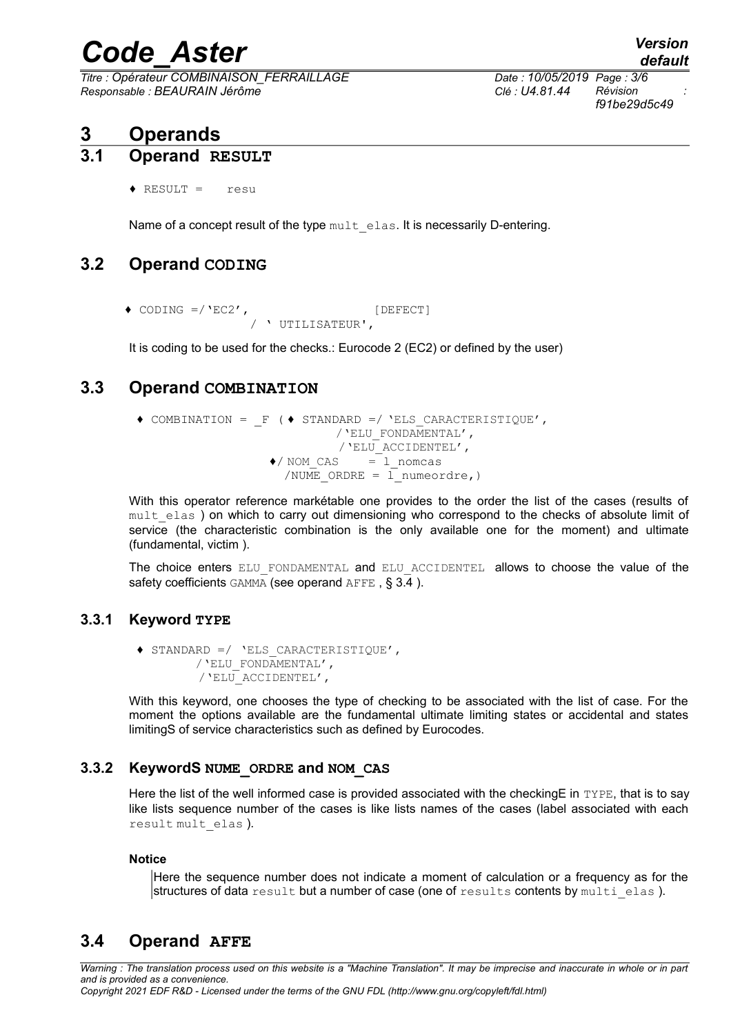# 3 Operands

## 3.1 Operand RESULT

```
♦ RESULT =   resu
```

Name of a concept result of the type `mult_elas`. It is necessarily D-entering.

## 3.2 Operand CODING

```
♦ CODING =/'EC2',                [DEFECT]
          / ' UTILISATEUR',
```

It is coding to be used for the checks.: Eurocode 2 (EC2) or defined by the user)

## 3.3 Operand COMBINATION

```
♦ COMBINATION = _F (♦ STANDARD =/ 'ELS_CARACTERISTIQUE',
                              /'ELU_FONDAMENTAL',
                              /'ELU_ACCIDENTEL',
                    ♦/ NOM_CAS    = l_nomcas
                     /NUME_ORDRE = l_numeordre,)
```

With this operator reference markétable one provides to the order the list of the cases (results of `mult_elas` ) on which to carry out dimensioning who correspond to the checks of absolute limit of service (the characteristic combination is the only available one for the moment) and ultimate (fundamental, victim ).

The choice enters `ELU_FONDAMENTAL` and `ELU_ACCIDENTEL` allows to choose the value of the safety coefficients `GAMMA` (see operand `AFFE` , § 3.4 ).

### 3.3.1 Keyword TYPE

```
♦ STANDARD =/ 'ELS_CARACTERISTIQUE',
         /'ELU_FONDAMENTAL',
         /'ELU_ACCIDENTEL',
```

With this keyword, one chooses the type of checking to be associated with the list of case. For the moment the options available are the fundamental ultimate limiting states or accidental and states limitingS of service characteristics such as defined by Eurocodes.

### 3.3.2 KeywordS NUME_ORDRE and NOM_CAS

Here the list of the well informed case is provided associated with the checkingE in `TYPE`, that is to say like lists sequence number of the cases is like lists names of the cases (label associated with each result `mult_elas` ).

**Notice**

Here the sequence number does not indicate a moment of calculation or a frequency as for the structures of data `result` but a number of case (one of `results` contents by `multi_elas` ).

## 3.4 Operand AFFE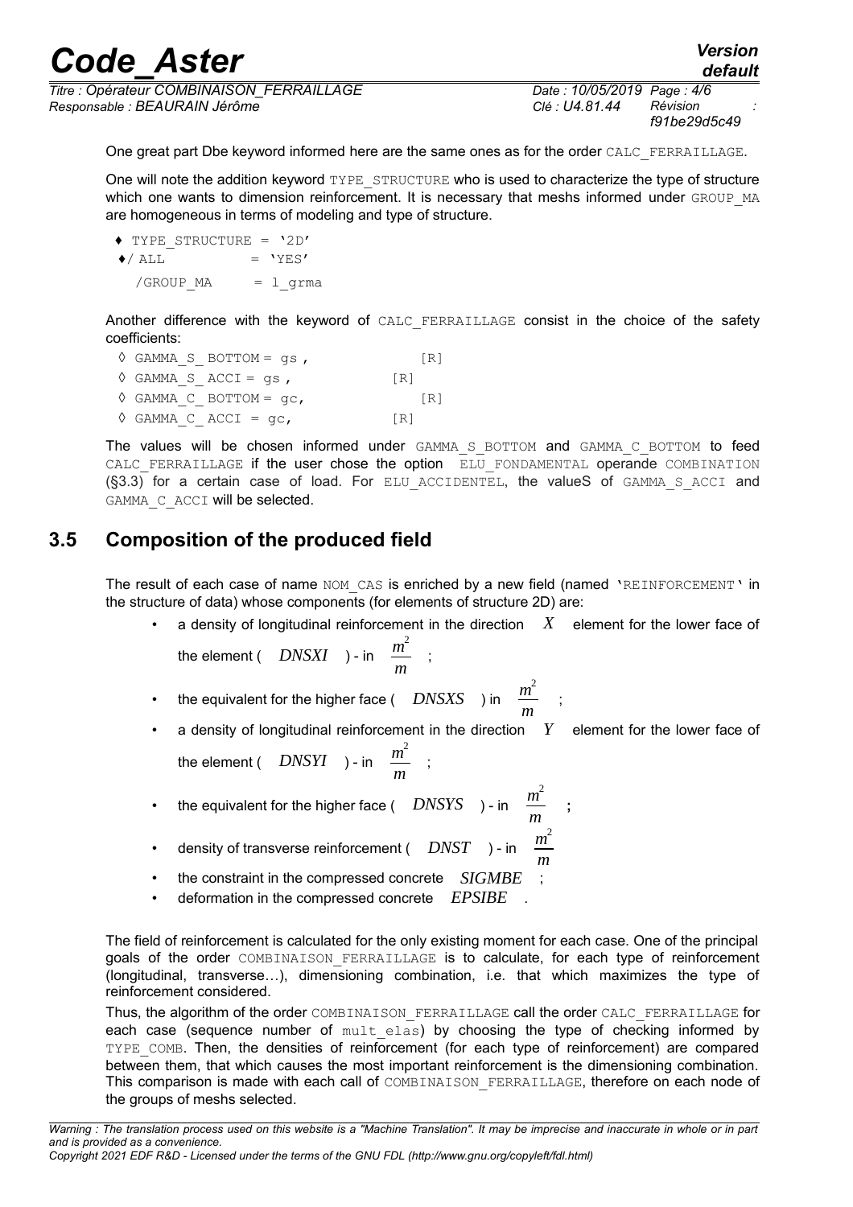One great part Dbe keyword informed here are the same ones as for the order CALC_FERRAILLAGE.

One will note the addition keyword TYPE_STRUCTURE who is used to characterize the type of structure which one wants to dimension reinforcement. It is necessary that meshs informed under GROUP_MA are homogeneous in terms of modeling and type of structure.

```
♦ TYPE_STRUCTURE = '2D'
♦/ ALL          = 'YES'
  /GROUP_MA     = l_grma
```

Another difference with the keyword of CALC_FERRAILLAGE consist in the choice of the safety coefficients:

```
◊ GAMMA_S_ BOTTOM = gs ,          [R]
◊ GAMMA_S_ ACCI = gs ,            [R]
◊ GAMMA_C_ BOTTOM = gc,           [R]
◊ GAMMA_C_ ACCI = gc,             [R]
```

The values will be chosen informed under GAMMA_S_BOTTOM and GAMMA_C_BOTTOM to feed CALC_FERRAILLAGE if the user chose the option ELU_FONDAMENTAL operande COMBINATION (§3.3) for a certain case of load. For ELU_ACCIDENTEL, the valueS of GAMMA_S_ACCI and GAMMA_C_ACCI will be selected.

## 3.5 Composition of the produced field

The result of each case of name NOM_CAS is enriched by a new field (named 'REINFORCEMENT' in the structure of data) whose components (for elements of structure 2D) are:

- a density of longitudinal reinforcement in the direction $X$ element for the lower face of the element ( $DNSXI$ ) - in $\frac{m^2}{m}$ ;
- the equivalent for the higher face ( $DNSXS$ ) in $\frac{m^2}{m}$ ;
- a density of longitudinal reinforcement in the direction $Y$ element for the lower face of the element ( $DNSYI$ ) - in $\frac{m^2}{m}$ ;
- the equivalent for the higher face ( $DNSYS$ ) - in $\frac{m^2}{m}$ ;
- density of transverse reinforcement ( $DNST$ ) - in $\frac{m^2}{m}$
- the constraint in the compressed concrete $SIGMBE$ ;
- deformation in the compressed concrete $EPSIBE$ .

The field of reinforcement is calculated for the only existing moment for each case. One of the principal goals of the order COMBINAISON_FERRAILLAGE is to calculate, for each type of reinforcement (longitudinal, transverse…), dimensioning combination, i.e. that which maximizes the type of reinforcement considered.

Thus, the algorithm of the order COMBINAISON_FERRAILLAGE call the order CALC_FERRAILLAGE for each case (sequence number of mult_elas) by choosing the type of checking informed by TYPE_COMB. Then, the densities of reinforcement (for each type of reinforcement) are compared between them, that which causes the most important reinforcement is the dimensioning combination. This comparison is made with each call of COMBINAISON_FERRAILLAGE, therefore on each node of the groups of meshs selected.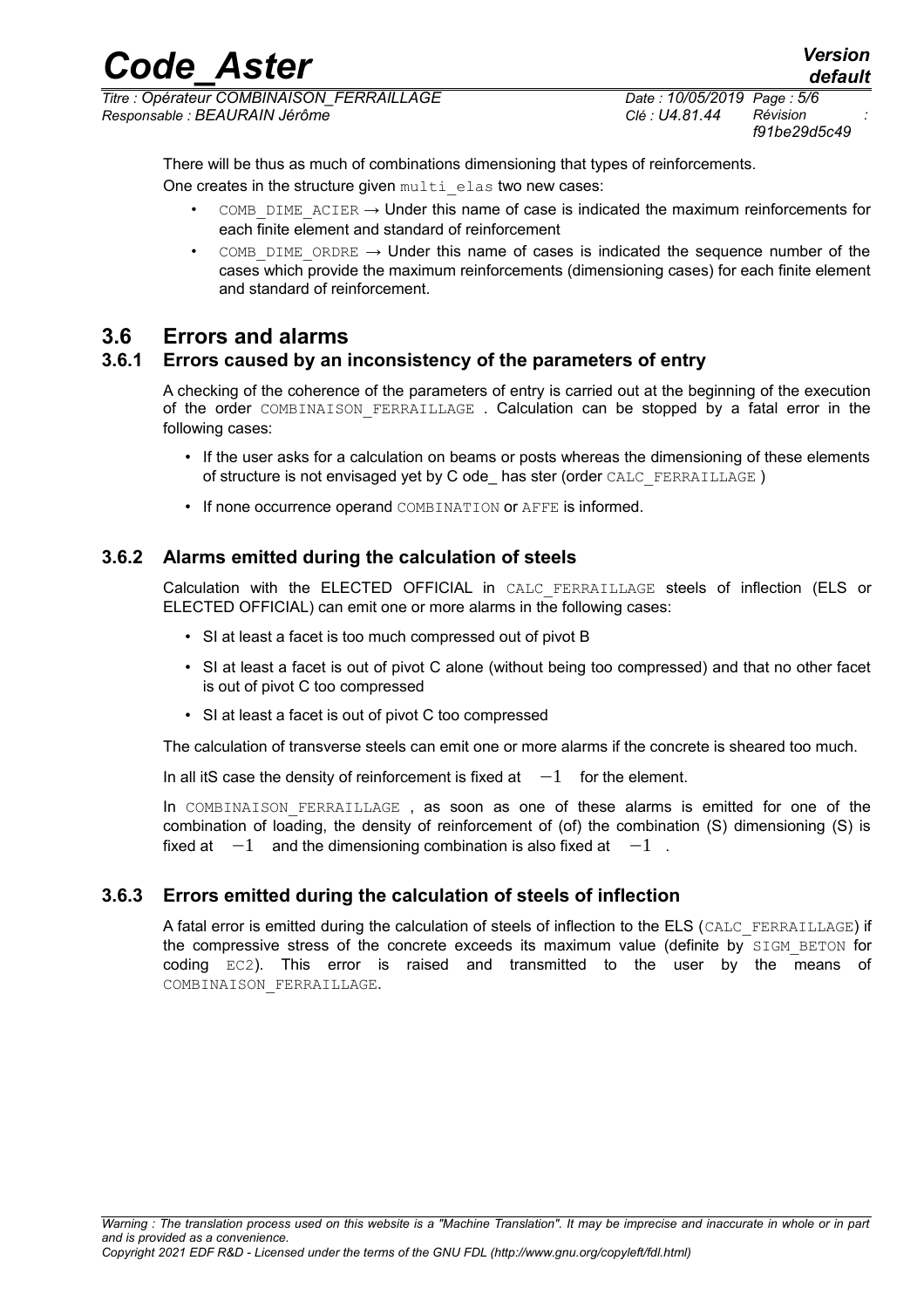There will be thus as much of combinations dimensioning that types of reinforcements.

One creates in the structure given multi_elas two new cases:

- COMB_DIME_ACIER → Under this name of case is indicated the maximum reinforcements for each finite element and standard of reinforcement
- COMB_DIME_ORDRE → Under this name of cases is indicated the sequence number of the cases which provide the maximum reinforcements (dimensioning cases) for each finite element and standard of reinforcement.

## 3.6 Errors and alarms

### 3.6.1 Errors caused by an inconsistency of the parameters of entry

A checking of the coherence of the parameters of entry is carried out at the beginning of the execution of the order COMBINAISON_FERRAILLAGE . Calculation can be stopped by a fatal error in the following cases:

- If the user asks for a calculation on beams or posts whereas the dimensioning of these elements of structure is not envisaged yet by C ode_ has ster (order CALC_FERRAILLAGE )
- If none occurrence operand COMBINATION or AFFE is informed.

### 3.6.2 Alarms emitted during the calculation of steels

Calculation with the ELECTED OFFICIAL in CALC_FERRAILLAGE steels of inflection (ELS or ELECTED OFFICIAL) can emit one or more alarms in the following cases:

- SI at least a facet is too much compressed out of pivot B
- SI at least a facet is out of pivot C alone (without being too compressed) and that no other facet is out of pivot C too compressed
- SI at least a facet is out of pivot C too compressed

The calculation of transverse steels can emit one or more alarms if the concrete is sheared too much.

In all itS case the density of reinforcement is fixed at $-1$ for the element.

In COMBINAISON_FERRAILLAGE , as soon as one of these alarms is emitted for one of the combination of loading, the density of reinforcement of (of) the combination (S) dimensioning (S) is fixed at $-1$ and the dimensioning combination is also fixed at $-1$ .

### 3.6.3 Errors emitted during the calculation of steels of inflection

A fatal error is emitted during the calculation of steels of inflection to the ELS (CALC_FERRAILLAGE) if the compressive stress of the concrete exceeds its maximum value (definite by SIGM_BETON for coding EC2). This error is raised and transmitted to the user by the means of COMBINAISON_FERRAILLAGE.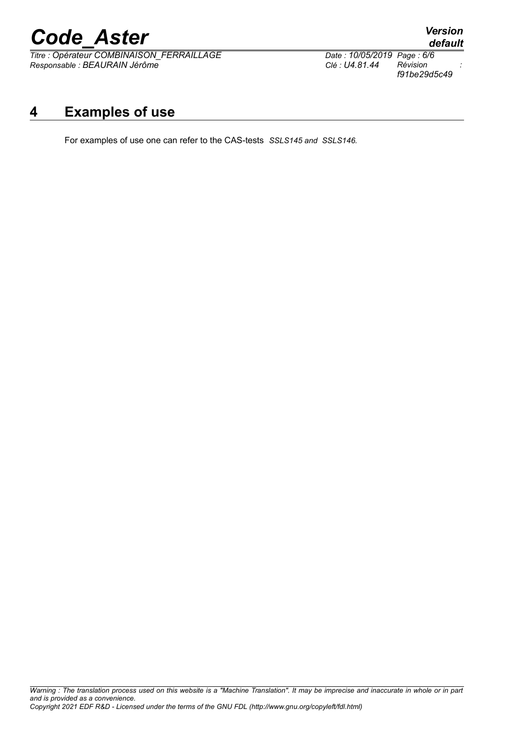# 4 Examples of use

For examples of use one can refer to the CAS-tests *SSLS145 and SSLS146.*